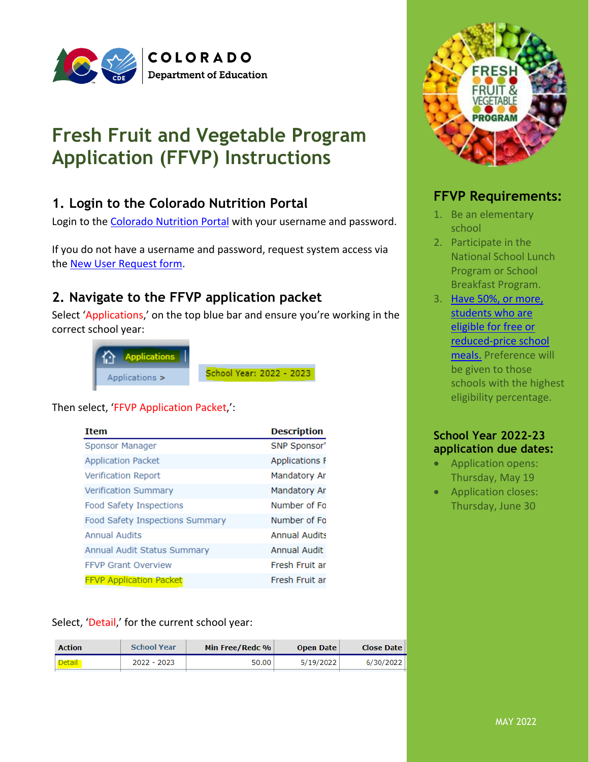COLORADO
Department of Education

# Fresh Fruit and Vegetable Program Application (FFVP) Instructions

## 1. Login to the Colorado Nutrition Portal

Login to the Colorado Nutrition Portal with your username and password.

If you do not have a username and password, request system access via the New User Request form.

## 2. Navigate to the FFVP application packet

Select 'Applications,' on the top blue bar and ensure you're working in the correct school year:

Applications
Applications >
School Year: 2022 - 2023

Then select, 'FFVP Application Packet,':

| Item | Description |
|---|---|
| Sponsor Manager | SNP Sponsor' |
| Application Packet | Applications F |
| Verification Report | Mandatory Ar |
| Verification Summary | Mandatory Ar |
| Food Safety Inspections | Number of Fo |
| Food Safety Inspections Summary | Number of Fo |
| Annual Audits | Annual Audits |
| Annual Audit Status Summary | Annual Audit |
| FFVP Grant Overview | Fresh Fruit ar |
| FFVP Application Packet | Fresh Fruit ar |

Select, 'Detail,' for the current school year:

| Action | School Year | Min Free/Redc % | Open Date | Close Date |
|---|---|---|---|---|
| Detail | 2022 - 2023 | 50.00 | 5/19/2022 | 6/30/2022 |

FRESH FRUIT & VEGETABLE PROGRAM

## FFVP Requirements:

1. Be an elementary school
2. Participate in the National School Lunch Program or School Breakfast Program.
3. Have 50%, or more, students who are eligible for free or reduced-price school meals. Preference will be given to those schools with the highest eligibility percentage.

### School Year 2022-23 application due dates:

- Application opens: Thursday, May 19
- Application closes: Thursday, June 30

MAY 2022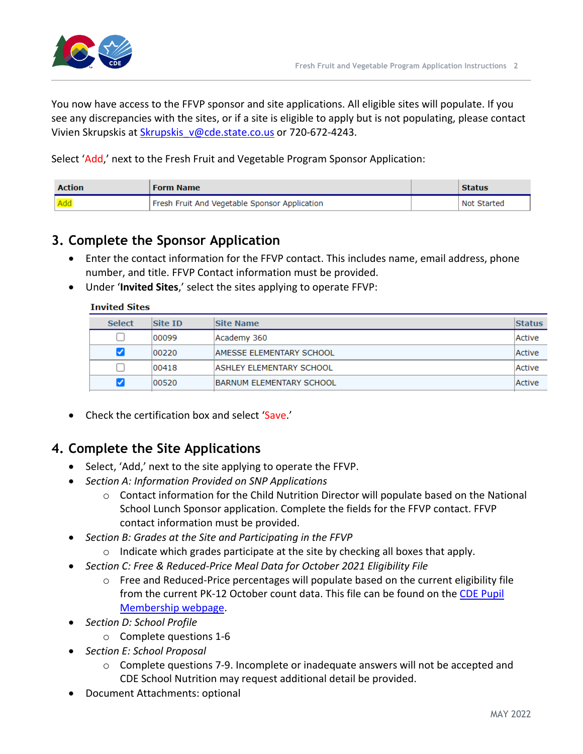You now have access to the FFVP sponsor and site applications. All eligible sites will populate. If you see any discrepancies with the sites, or if a site is eligible to apply but is not populating, please contact Vivien Skrupskis at [Skrupskis_v@cde.state.co.us](mailto:Skrupskis_v@cde.state.co.us) or 720-672-4243.

Select 'Add,' next to the Fresh Fruit and Vegetable Program Sponsor Application:

| Action | Form Name | | Status |
|---|---|---|---|
| Add | Fresh Fruit And Vegetable Sponsor Application | | Not Started |

## 3. Complete the Sponsor Application

- Enter the contact information for the FFVP contact. This includes name, email address, phone number, and title. FFVP Contact information must be provided.
- Under '**Invited Sites**,' select the sites applying to operate FFVP:

**Invited Sites**

| Select | Site ID | Site Name | Status |
|---|---|---|---|
| ☐ | 00099 | Academy 360 | Active |
| ☑ | 00220 | AMESSE ELEMENTARY SCHOOL | Active |
| ☐ | 00418 | ASHLEY ELEMENTARY SCHOOL | Active |
| ☑ | 00520 | BARNUM ELEMENTARY SCHOOL | Active |

- Check the certification box and select 'Save.'

## 4. Complete the Site Applications

- Select, 'Add,' next to the site applying to operate the FFVP.
- *Section A: Information Provided on SNP Applications*
  - Contact information for the Child Nutrition Director will populate based on the National School Lunch Sponsor application. Complete the fields for the FFVP contact. FFVP contact information must be provided.
- *Section B: Grades at the Site and Participating in the FFVP*
  - Indicate which grades participate at the site by checking all boxes that apply.
- *Section C: Free & Reduced-Price Meal Data for October 2021 Eligibility File*
  - Free and Reduced-Price percentages will populate based on the current eligibility file from the current PK-12 October count data. This file can be found on the CDE Pupil Membership webpage.
- *Section D: School Profile*
  - Complete questions 1-6
- *Section E: School Proposal*
  - Complete questions 7-9. Incomplete or inadequate answers will not be accepted and CDE School Nutrition may request additional detail be provided.
- Document Attachments: optional

MAY 2022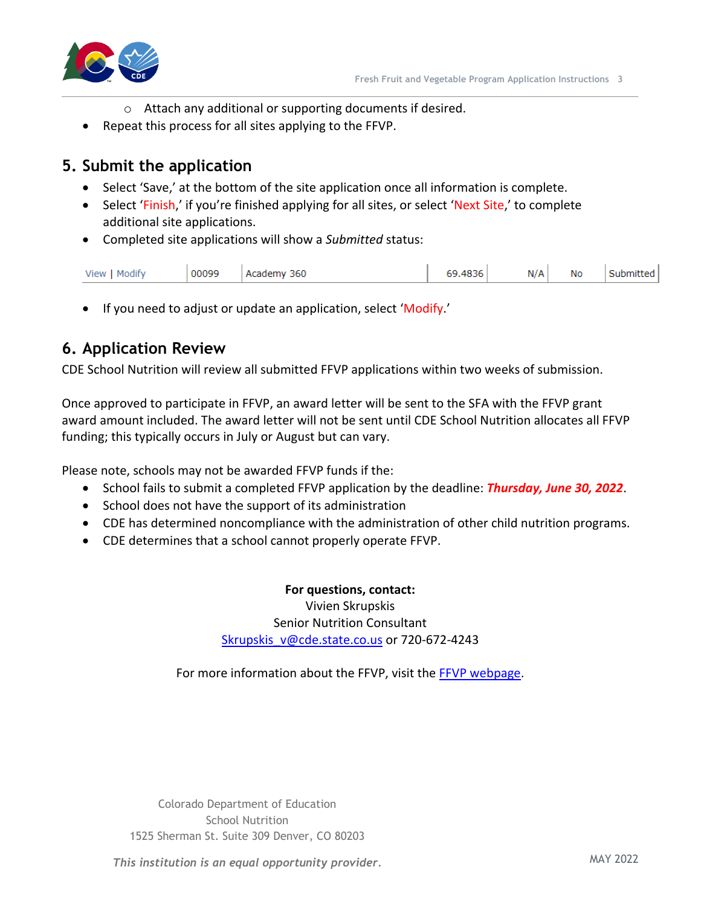- Attach any additional or supporting documents if desired.

- Repeat this process for all sites applying to the FFVP.

## 5. Submit the application

- Select 'Save,' at the bottom of the site application once all information is complete.
- Select 'Finish,' if you're finished applying for all sites, or select 'Next Site,' to complete additional site applications.
- Completed site applications will show a *Submitted* status:

| | | | | | | |
|---|---|---|---|---|---|---|
| View \| Modify | 00099 | Academy 360 | 69.4836 | N/A | No | Submitted |

- If you need to adjust or update an application, select 'Modify.'

## 6. Application Review

CDE School Nutrition will review all submitted FFVP applications within two weeks of submission.

Once approved to participate in FFVP, an award letter will be sent to the SFA with the FFVP grant award amount included. The award letter will not be sent until CDE School Nutrition allocates all FFVP funding; this typically occurs in July or August but can vary.

Please note, schools may not be awarded FFVP funds if the:

- School fails to submit a completed FFVP application by the deadline: ***Thursday, June 30, 2022***.
- School does not have the support of its administration
- CDE has determined noncompliance with the administration of other child nutrition programs.
- CDE determines that a school cannot properly operate FFVP.

**For questions, contact:**
Vivien Skrupskis
Senior Nutrition Consultant
Skrupskis_v@cde.state.co.us or 720-672-4243

For more information about the FFVP, visit the FFVP webpage.

Colorado Department of Education
School Nutrition
1525 Sherman St. Suite 309 Denver, CO 80203

*This institution is an equal opportunity provider.*

MAY 2022